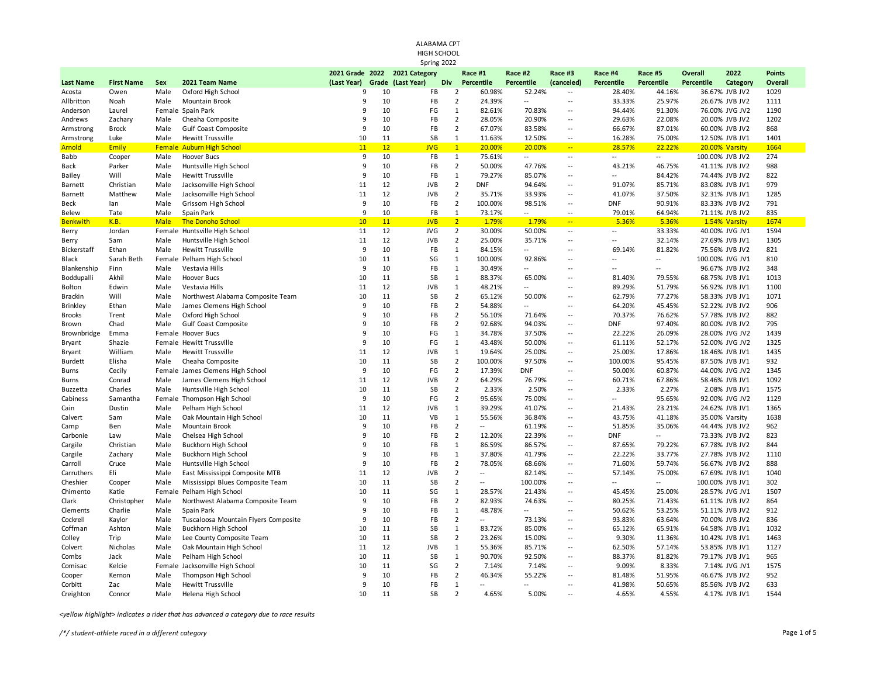# ALABAMA CPT
## HIGH SCHOOL
### Spring 2022

| Last Name | First Name | Sex | 2021 Team Name | 2021 Grade (Last Year) | 2022 Grade | 2021 Category (Last Year) | Div | Race #1 Percentile | Race #2 Percentile | Race #3 (canceled) | Race #4 Percentile | Race #5 Percentile | Overall Percentile | 2022 Category | Points Overall |
|---|---|---|---|---|---|---|---|---|---|---|---|---|---|---|---|
| Acosta | Owen | Male | Oxford High School | 9 | 10 | FB | 2 | 60.98% | 52.24% | -- | 28.40% | 44.16% | 36.67% | JVB JV2 | 1029 |
| Allbritton | Noah | Male | Mountain Brook | 9 | 10 | FB | 2 | 24.39% | -- | -- | 33.33% | 25.97% | 26.67% | JVB JV2 | 1111 |
| Anderson | Laurel | Female | Spain Park | 9 | 10 | FG | 1 | 82.61% | 70.83% | -- | 94.44% | 91.30% | 76.00% | JVG JV2 | 1190 |
| Andrews | Zachary | Male | Cheaha Composite | 9 | 10 | FB | 2 | 28.05% | 20.90% | -- | 29.63% | 22.08% | 20.00% | JVB JV2 | 1202 |
| Armstrong | Brock | Male | Gulf Coast Composite | 9 | 10 | FB | 2 | 67.07% | 83.58% | -- | 66.67% | 87.01% | 60.00% | JVB JV2 | 868 |
| Armstrong | Luke | Male | Hewitt Trussville | 10 | 11 | SB | 1 | 11.63% | 12.50% | -- | 16.28% | 75.00% | 12.50% | JVB JV1 | 1401 |
| Arnold | Emily | Female | Auburn High School | 11 | 12 | JVG | 1 | 20.00% | 20.00% | -- | 28.57% | 22.22% | 20.00% | Varsity | 1664 |
| Babb | Cooper | Male | Hoover Bucs | 9 | 10 | FB | 1 | 75.61% | -- | -- | -- | -- | 100.00% | JVB JV2 | 274 |
| Back | Parker | Male | Huntsville High School | 9 | 10 | FB | 2 | 50.00% | 47.76% | -- | 43.21% | 46.75% | 41.11% | JVB JV2 | 988 |
| Bailey | Will | Male | Hewitt Trussville | 9 | 10 | FB | 1 | 79.27% | 85.07% | -- | -- | 84.42% | 74.44% | JVB JV2 | 822 |
| Barnett | Christian | Male | Jacksonville High School | 11 | 12 | JVB | 2 | DNF | 94.64% | -- | 91.07% | 85.71% | 83.08% | JVB JV1 | 979 |
| Barnett | Matthew | Male | Jacksonville High School | 11 | 12 | JVB | 2 | 35.71% | 33.93% | -- | 41.07% | 37.50% | 32.31% | JVB JV1 | 1285 |
| Beck | Ian | Male | Grissom High School | 9 | 10 | FB | 2 | 100.00% | 98.51% | -- | DNF | 90.91% | 83.33% | JVB JV2 | 791 |
| Belew | Tate | Male | Spain Park | 9 | 10 | FB | 1 | 73.17% | -- | -- | 79.01% | 64.94% | 71.11% | JVB JV2 | 835 |
| Benkwith | K.B. | Male | The Donoho School | 10 | 11 | JVB | 2 | 1.79% | 1.79% | -- | 5.36% | 5.36% | 1.54% | Varsity | 1674 |
| Berry | Jordan | Female | Huntsville High School | 11 | 12 | JVG | 2 | 30.00% | 50.00% | -- | -- | 33.33% | 40.00% | JVG JV1 | 1594 |
| Berry | Sam | Male | Huntsville High School | 11 | 12 | JVB | 2 | 25.00% | 35.71% | -- | -- | 32.14% | 27.69% | JVB JV1 | 1305 |
| Bickerstaff | Ethan | Male | Hewitt Trussville | 9 | 10 | FB | 1 | 84.15% | -- | -- | 69.14% | 81.82% | 75.56% | JVB JV2 | 821 |
| Black | Sarah Beth | Female | Pelham High School | 10 | 11 | SG | 1 | 100.00% | 92.86% | -- | -- | -- | 100.00% | JVG JV1 | 810 |
| Blankenship | Finn | Male | Vestavia Hills | 9 | 10 | FB | 1 | 30.49% | -- | -- | -- | -- | 96.67% | JVB JV2 | 348 |
| Boddupalli | Akhil | Male | Hoover Bucs | 10 | 11 | SB | 1 | 88.37% | 65.00% | -- | 81.40% | 79.55% | 68.75% | JVB JV1 | 1013 |
| Bolton | Edwin | Male | Vestavia Hills | 11 | 12 | JVB | 1 | 48.21% | -- | -- | 89.29% | 51.79% | 56.92% | JVB JV1 | 1100 |
| Brackin | Will | Male | Northwest Alabama Composite Team | 10 | 11 | SB | 2 | 65.12% | 50.00% | -- | 62.79% | 77.27% | 58.33% | JVB JV1 | 1071 |
| Brinkley | Ethan | Male | James Clemens High School | 9 | 10 | FB | 2 | 54.88% | -- | -- | 64.20% | 45.45% | 52.22% | JVB JV2 | 906 |
| Brooks | Trent | Male | Oxford High School | 9 | 10 | FB | 2 | 56.10% | 71.64% | -- | 70.37% | 76.62% | 57.78% | JVB JV2 | 882 |
| Brown | Chad | Male | Gulf Coast Composite | 9 | 10 | FB | 2 | 92.68% | 94.03% | -- | DNF | 97.40% | 80.00% | JVB JV2 | 795 |
| Brownbridge | Emma | Female | Hoover Bucs | 9 | 10 | FG | 1 | 34.78% | 37.50% | -- | 22.22% | 26.09% | 28.00% | JVG JV2 | 1439 |
| Bryant | Shazie | Female | Hewitt Trussville | 9 | 10 | FG | 1 | 43.48% | 50.00% | -- | 61.11% | 52.17% | 52.00% | JVG JV2 | 1325 |
| Bryant | William | Male | Hewitt Trussville | 11 | 12 | JVB | 1 | 19.64% | 25.00% | -- | 25.00% | 17.86% | 18.46% | JVB JV1 | 1435 |
| Burdett | Elisha | Male | Cheaha Composite | 10 | 11 | SB | 2 | 100.00% | 97.50% | -- | 100.00% | 95.45% | 87.50% | JVB JV1 | 932 |
| Burns | Cecily | Female | James Clemens High School | 9 | 10 | FG | 2 | 17.39% | DNF | -- | 50.00% | 60.87% | 44.00% | JVG JV2 | 1345 |
| Burns | Conrad | Male | James Clemens High School | 11 | 12 | JVB | 2 | 64.29% | 76.79% | -- | 60.71% | 67.86% | 58.46% | JVB JV1 | 1092 |
| Buzzetta | Charles | Male | Huntsville High School | 10 | 11 | SB | 2 | 2.33% | 2.50% | -- | 2.33% | 2.27% | 2.08% | JVB JV1 | 1575 |
| Cabiness | Samantha | Female | Thompson High School | 9 | 10 | FG | 2 | 95.65% | 75.00% | -- | -- | 95.65% | 92.00% | JVG JV2 | 1129 |
| Cain | Dustin | Male | Pelham High School | 11 | 12 | JVB | 1 | 39.29% | 41.07% | -- | 21.43% | 23.21% | 24.62% | JVB JV1 | 1365 |
| Calvert | Sam | Male | Oak Mountain High School | 10 | 11 | VB | 1 | 55.56% | 36.84% | -- | 43.75% | 41.18% | 35.00% | Varsity | 1638 |
| Camp | Ben | Male | Mountain Brook | 9 | 10 | FB | 2 | -- | 61.19% | -- | 51.85% | 35.06% | 44.44% | JVB JV2 | 962 |
| Carbonie | Law | Male | Chelsea High School | 9 | 10 | FB | 2 | 12.20% | 22.39% | -- | DNF | -- | 73.33% | JVB JV2 | 823 |
| Cargile | Christian | Male | Buckhorn High School | 9 | 10 | FB | 1 | 86.59% | 86.57% | -- | 87.65% | 79.22% | 67.78% | JVB JV2 | 844 |
| Cargile | Zachary | Male | Buckhorn High School | 9 | 10 | FB | 1 | 37.80% | 41.79% | -- | 22.22% | 33.77% | 27.78% | JVB JV2 | 1110 |
| Carroll | Cruce | Male | Huntsville High School | 9 | 10 | FB | 2 | 78.05% | 68.66% | -- | 71.60% | 59.74% | 56.67% | JVB JV2 | 888 |
| Carruthers | Eli | Male | East Mississippi Composite MTB | 11 | 12 | JVB | 2 | -- | 82.14% | -- | 57.14% | 75.00% | 67.69% | JVB JV1 | 1040 |
| Cheshier | Cooper | Male | Mississippi Blues Composite Team | 10 | 11 | SB | 2 | -- | 100.00% | -- | -- | -- | 100.00% | JVB JV1 | 302 |
| Chimento | Katie | Female | Pelham High School | 10 | 11 | SG | 1 | 28.57% | 21.43% | -- | 45.45% | 25.00% | 28.57% | JVG JV1 | 1507 |
| Clark | Christopher | Male | Northwest Alabama Composite Team | 9 | 10 | FB | 2 | 82.93% | 74.63% | -- | 80.25% | 71.43% | 61.11% | JVB JV2 | 864 |
| Clements | Charlie | Male | Spain Park | 9 | 10 | FB | 1 | 48.78% | -- | -- | 50.62% | 53.25% | 51.11% | JVB JV2 | 912 |
| Cockrell | Kaylor | Male | Tuscaloosa Mountain Flyers Composite | 9 | 10 | FB | 2 | -- | 73.13% | -- | 93.83% | 63.64% | 70.00% | JVB JV2 | 836 |
| Coffman | Ashton | Male | Buckhorn High School | 10 | 11 | SB | 1 | 83.72% | 85.00% | -- | 65.12% | 65.91% | 64.58% | JVB JV1 | 1032 |
| Colley | Trip | Male | Lee County Composite Team | 10 | 11 | SB | 2 | 23.26% | 15.00% | -- | 9.30% | 11.36% | 10.42% | JVB JV1 | 1463 |
| Colvert | Nicholas | Male | Oak Mountain High School | 11 | 12 | JVB | 1 | 55.36% | 85.71% | -- | 62.50% | 57.14% | 53.85% | JVB JV1 | 1127 |
| Combs | Jack | Male | Pelham High School | 10 | 11 | SB | 1 | 90.70% | 92.50% | -- | 88.37% | 81.82% | 79.17% | JVB JV1 | 965 |
| Comisac | Kelcie | Female | Jacksonville High School | 10 | 11 | SG | 2 | 7.14% | 7.14% | -- | 9.09% | 8.33% | 7.14% | JVG JV1 | 1575 |
| Cooper | Kernon | Male | Thompson High School | 9 | 10 | FB | 2 | 46.34% | 55.22% | -- | 81.48% | 51.95% | 46.67% | JVB JV2 | 952 |
| Corbitt | Zac | Male | Hewitt Trussville | 9 | 10 | FB | 1 | -- | -- | -- | 41.98% | 50.65% | 85.56% | JVB JV2 | 633 |
| Creighton | Connor | Male | Helena High School | 10 | 11 | SB | 2 | 4.65% | 5.00% | -- | 4.65% | 4.55% | 4.17% | JVB JV1 | 1544 |

*<yellow highlight> indicates a rider that has advanced a category due to race results*

*/*/ student-athlete raced in a different category*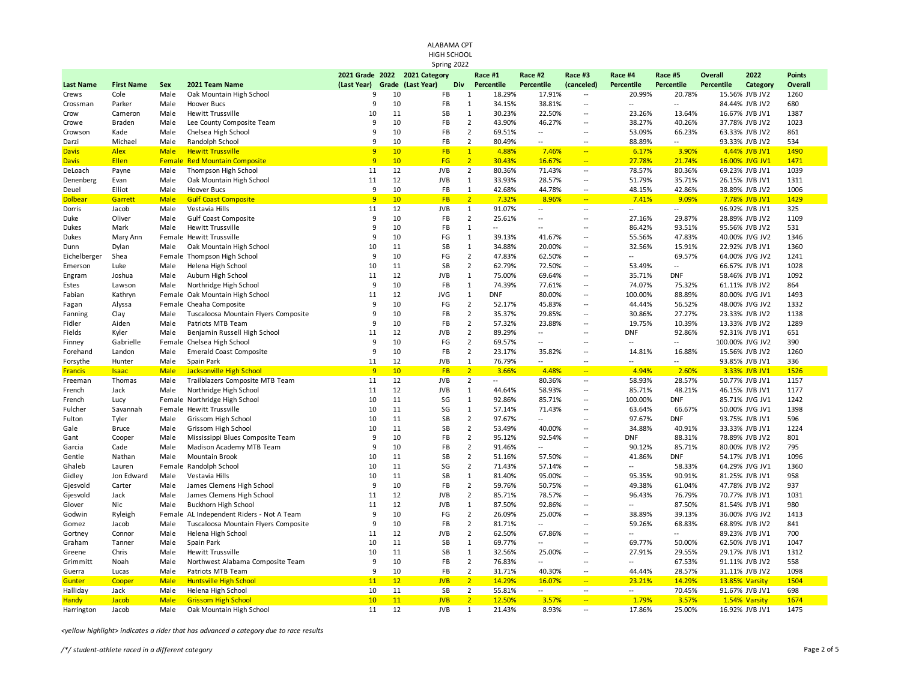ALABAMA CPT
HIGH SCHOOL
Spring 2022

| Last Name | First Name | Sex | 2021 Team Name | 2021 Grade (Last Year) | 2022 Grade | 2021 Category (Last Year) | Div | Race #1 Percentile | Race #2 Percentile | Race #3 (canceled) | Race #4 Percentile | Race #5 Percentile | Overall Percentile | 2022 Category | Points Overall |
|---|---|---|---|---|---|---|---|---|---|---|---|---|---|---|---|
| Crews | Cole | Male | Oak Mountain High School | 9 | 10 | FB | 1 | 18.29% | 17.91% | -- | 20.99% | 20.78% | 15.56% | JVB JV2 | 1260 |
| Crossman | Parker | Male | Hoover Bucs | 9 | 10 | FB | 1 | 34.15% | 38.81% | -- | -- | -- | 84.44% | JVB JV2 | 680 |
| Crow | Cameron | Male | Hewitt Trussville | 10 | 11 | SB | 1 | 30.23% | 22.50% | -- | 23.26% | 13.64% | 16.67% | JVB JV1 | 1387 |
| Crowe | Braden | Male | Lee County Composite Team | 9 | 10 | FB | 2 | 43.90% | 46.27% | -- | 38.27% | 40.26% | 37.78% | JVB JV2 | 1023 |
| Crowson | Kade | Male | Chelsea High School | 9 | 10 | FB | 2 | 69.51% | -- | -- | 53.09% | 66.23% | 63.33% | JVB JV2 | 861 |
| Darzi | Michael | Male | Randolph School | 9 | 10 | FB | 2 | 80.49% | -- | -- | 88.89% | -- | 93.33% | JVB JV2 | 534 |
| Davis | Alex | Male | Hewitt Trussville | 9 | 10 | FB | 1 | 4.88% | 7.46% | -- | 6.17% | 3.90% | 4.44% | JVB JV1 | 1490 |
| Davis | Ellen | Female | Red Mountain Composite | 9 | 10 | FG | 2 | 30.43% | 16.67% | -- | 27.78% | 21.74% | 16.00% | JVG JV1 | 1471 |
| DeLoach | Payne | Male | Thompson High School | 11 | 12 | JVB | 2 | 80.36% | 71.43% | -- | 78.57% | 80.36% | 69.23% | JVB JV1 | 1039 |
| Denenberg | Evan | Male | Oak Mountain High School | 11 | 12 | JVB | 1 | 33.93% | 28.57% | -- | 51.79% | 35.71% | 26.15% | JVB JV1 | 1311 |
| Deuel | Elliot | Male | Hoover Bucs | 9 | 10 | FB | 1 | 42.68% | 44.78% | -- | 48.15% | 42.86% | 38.89% | JVB JV2 | 1006 |
| Dolbear | Garrett | Male | Gulf Coast Composite | 9 | 10 | FB | 2 | 7.32% | 8.96% | -- | 7.41% | 9.09% | 7.78% | JVB JV1 | 1429 |
| Dorris | Jacob | Male | Vestavia Hills | 11 | 12 | JVB | 1 | 91.07% | -- | -- | -- | -- | 96.92% | JVB JV1 | 325 |
| Duke | Oliver | Male | Gulf Coast Composite | 9 | 10 | FB | 2 | 25.61% | -- | -- | 27.16% | 29.87% | 28.89% | JVB JV2 | 1109 |
| Dukes | Mark | Male | Hewitt Trussville | 9 | 10 | FB | 1 | -- | -- | -- | 86.42% | 93.51% | 95.56% | JVB JV2 | 531 |
| Dukes | Mary Ann | Female | Hewitt Trussville | 9 | 10 | FG | 1 | 39.13% | 41.67% | -- | 55.56% | 47.83% | 40.00% | JVG JV2 | 1346 |
| Dunn | Dylan | Male | Oak Mountain High School | 10 | 11 | SB | 1 | 34.88% | 20.00% | -- | 32.56% | 15.91% | 22.92% | JVB JV1 | 1360 |
| Eichelberger | Shea | Female | Thompson High School | 9 | 10 | FG | 2 | 47.83% | 62.50% | -- | -- | 69.57% | 64.00% | JVG JV2 | 1241 |
| Emerson | Luke | Male | Helena High School | 10 | 11 | SB | 2 | 62.79% | 72.50% | -- | 53.49% | -- | 66.67% | JVB JV1 | 1028 |
| Engram | Joshua | Male | Auburn High School | 11 | 12 | JVB | 1 | 75.00% | 69.64% | -- | 35.71% | DNF | 58.46% | JVB JV1 | 1092 |
| Estes | Lawson | Male | Northridge High School | 9 | 10 | FB | 1 | 74.39% | 77.61% | -- | 74.07% | 75.32% | 61.11% | JVB JV2 | 864 |
| Fabian | Kathryn | Female | Oak Mountain High School | 11 | 12 | JVG | 1 | DNF | 80.00% | -- | 100.00% | 88.89% | 80.00% | JVG JV1 | 1493 |
| Fagan | Alyssa | Female | Cheaha Composite | 9 | 10 | FG | 2 | 52.17% | 45.83% | -- | 44.44% | 56.52% | 48.00% | JVG JV2 | 1332 |
| Fanning | Clay | Male | Tuscaloosa Mountain Flyers Composite | 9 | 10 | FB | 2 | 35.37% | 29.85% | -- | 30.86% | 27.27% | 23.33% | JVB JV2 | 1138 |
| Fidler | Aiden | Male | Patriots MTB Team | 9 | 10 | FB | 2 | 57.32% | 23.88% | -- | 19.75% | 10.39% | 13.33% | JVB JV2 | 1289 |
| Fields | Kyler | Male | Benjamin Russell High School | 11 | 12 | JVB | 2 | 89.29% | -- | -- | DNF | 92.86% | 92.31% | JVB JV1 | 651 |
| Finney | Gabrielle | Female | Chelsea High School | 9 | 10 | FG | 2 | 69.57% | -- | -- | -- | -- | 100.00% | JVG JV2 | 390 |
| Forehand | Landon | Male | Emerald Coast Composite | 9 | 10 | FB | 2 | 23.17% | 35.82% | -- | 14.81% | 16.88% | 15.56% | JVB JV2 | 1260 |
| Forsythe | Hunter | Male | Spain Park | 11 | 12 | JVB | 1 | 76.79% | -- | -- | -- | -- | 93.85% | JVB JV1 | 336 |
| Francis | Isaac | Male | Jacksonville High School | 9 | 10 | FB | 2 | 3.66% | 4.48% | -- | 4.94% | 2.60% | 3.33% | JVB JV1 | 1526 |
| Freeman | Thomas | Male | Trailblazers Composite MTB Team | 11 | 12 | JVB | 2 | -- | 80.36% | -- | 58.93% | 28.57% | 50.77% | JVB JV1 | 1157 |
| French | Jack | Male | Northridge High School | 11 | 12 | JVB | 1 | 44.64% | 58.93% | -- | 85.71% | 48.21% | 46.15% | JVB JV1 | 1177 |
| French | Lucy | Female | Northridge High School | 10 | 11 | SG | 1 | 92.86% | 85.71% | -- | 100.00% | DNF | 85.71% | JVG JV1 | 1242 |
| Fulcher | Savannah | Female | Hewitt Trussville | 10 | 11 | SG | 1 | 57.14% | 71.43% | -- | 63.64% | 66.67% | 50.00% | JVG JV1 | 1398 |
| Fulton | Tyler | Male | Grissom High School | 10 | 11 | SB | 2 | 97.67% | -- | -- | 97.67% | DNF | 93.75% | JVB JV1 | 596 |
| Gale | Bruce | Male | Grissom High School | 10 | 11 | SB | 2 | 53.49% | 40.00% | -- | 34.88% | 40.91% | 33.33% | JVB JV1 | 1224 |
| Gant | Cooper | Male | Mississippi Blues Composite Team | 9 | 10 | FB | 2 | 95.12% | 92.54% | -- | DNF | 88.31% | 78.89% | JVB JV2 | 801 |
| Garcia | Cade | Male | Madison Academy MTB Team | 9 | 10 | FB | 2 | 91.46% | -- | -- | 90.12% | 85.71% | 80.00% | JVB JV2 | 795 |
| Gentle | Nathan | Male | Mountain Brook | 10 | 11 | SB | 2 | 51.16% | 57.50% | -- | 41.86% | DNF | 54.17% | JVB JV1 | 1096 |
| Ghaleb | Lauren | Female | Randolph School | 10 | 11 | SG | 2 | 71.43% | 57.14% | -- | -- | 58.33% | 64.29% | JVG JV1 | 1360 |
| Gidley | Jon Edward | Male | Vestavia Hills | 10 | 11 | SB | 1 | 81.40% | 95.00% | -- | 95.35% | 90.91% | 81.25% | JVB JV1 | 958 |
| Gjesvold | Carter | Male | James Clemens High School | 9 | 10 | FB | 2 | 59.76% | 50.75% | -- | 49.38% | 61.04% | 47.78% | JVB JV2 | 937 |
| Gjesvold | Jack | Male | James Clemens High School | 11 | 12 | JVB | 2 | 85.71% | 78.57% | -- | 96.43% | 76.79% | 70.77% | JVB JV1 | 1031 |
| Glover | Nic | Male | Buckhorn High School | 11 | 12 | JVB | 1 | 87.50% | 92.86% | -- | -- | 87.50% | 81.54% | JVB JV1 | 980 |
| Godwin | Ryleigh | Female | AL Independent Riders - Not A Team | 9 | 10 | FG | 2 | 26.09% | 25.00% | -- | 38.89% | 39.13% | 36.00% | JVG JV2 | 1413 |
| Gomez | Jacob | Male | Tuscaloosa Mountain Flyers Composite | 9 | 10 | FB | 2 | 81.71% | -- | -- | 59.26% | 68.83% | 68.89% | JVB JV2 | 841 |
| Gortney | Connor | Male | Helena High School | 11 | 12 | JVB | 2 | 62.50% | 67.86% | -- | -- | -- | 89.23% | JVB JV1 | 700 |
| Graham | Tanner | Male | Spain Park | 10 | 11 | SB | 1 | 69.77% | -- | -- | 69.77% | 50.00% | 62.50% | JVB JV1 | 1047 |
| Greene | Chris | Male | Hewitt Trussville | 10 | 11 | SB | 1 | 32.56% | 25.00% | -- | 27.91% | 29.55% | 29.17% | JVB JV1 | 1312 |
| Grimmitt | Noah | Male | Northwest Alabama Composite Team | 9 | 10 | FB | 2 | 76.83% | -- | -- | -- | 67.53% | 91.11% | JVB JV2 | 558 |
| Guerra | Lucas | Male | Patriots MTB Team | 9 | 10 | FB | 2 | 31.71% | 40.30% | -- | 44.44% | 28.57% | 31.11% | JVB JV2 | 1098 |
| Gunter | Cooper | Male | Huntsville High School | 11 | 12 | JVB | 2 | 14.29% | 16.07% | -- | 23.21% | 14.29% | 13.85% | Varsity | 1504 |
| Halliday | Jack | Male | Helena High School | 10 | 11 | SB | 2 | 55.81% | -- | -- | -- | 70.45% | 91.67% | JVB JV1 | 698 |
| Handy | Jacob | Male | Grissom High School | 10 | 11 | JVB | 2 | 12.50% | 3.57% | -- | 1.79% | 3.57% | 1.54% | Varsity | 1674 |
| Harrington | Jacob | Male | Oak Mountain High School | 11 | 12 | JVB | 1 | 21.43% | 8.93% | -- | 17.86% | 25.00% | 16.92% | JVB JV1 | 1475 |

*<yellow highlight> indicates a rider that has advanced a category due to race results*

*/*/ student-athlete raced in a different category*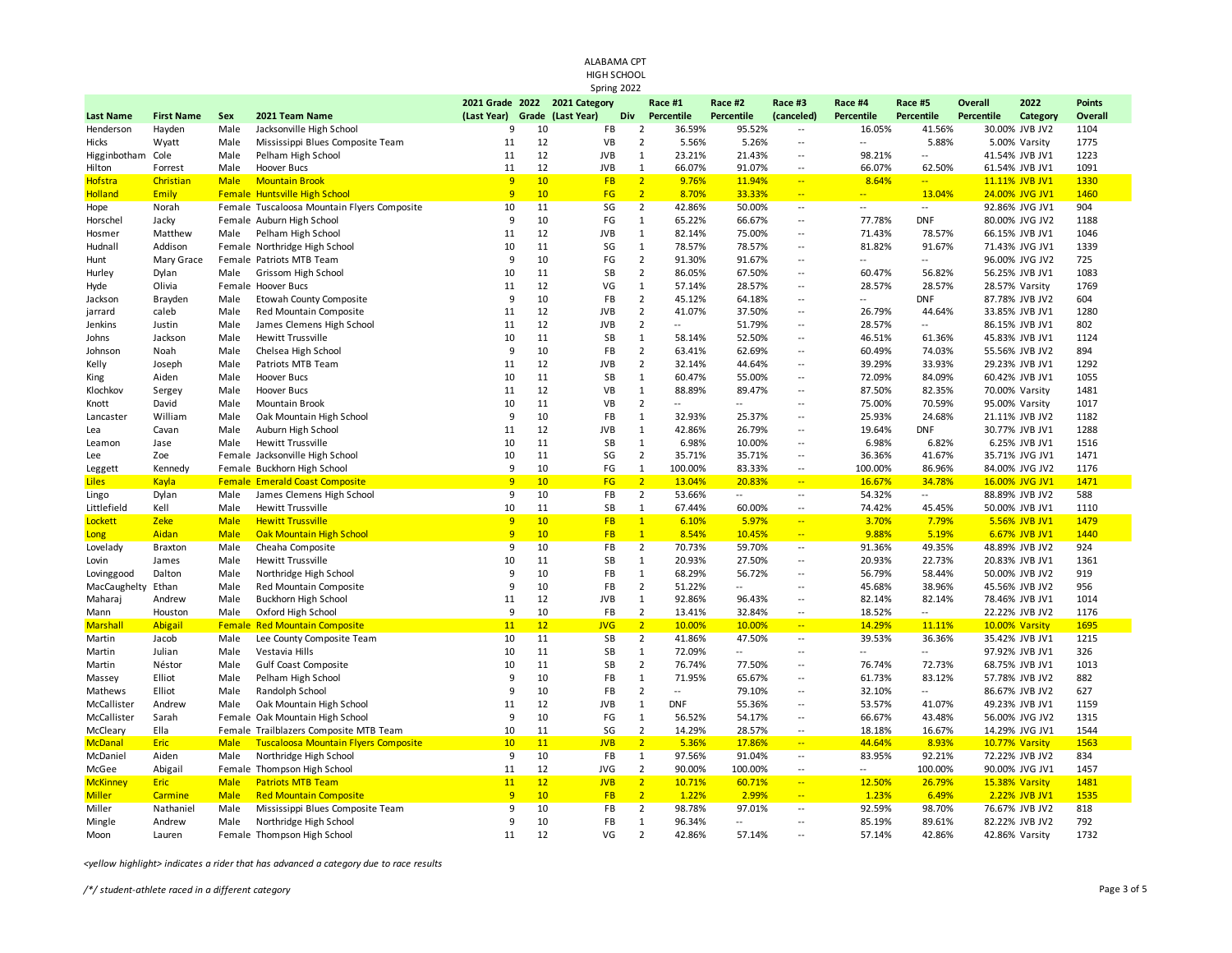ALABAMA CPT
HIGH SCHOOL
Spring 2022

| Last Name | First Name | Sex | 2021 Team Name | 2021 Grade (Last Year) | 2022 Grade | 2021 Category (Last Year) | Div | Race #1 Percentile | Race #2 Percentile | Race #3 (canceled) | Race #4 Percentile | Race #5 Percentile | Overall Percentile | 2022 Category | Points Overall |
|---|---|---|---|---|---|---|---|---|---|---|---|---|---|---|---|
| Henderson | Hayden | Male | Jacksonville High School | 9 | 10 | FB | 2 | 36.59% | 95.52% | -- | 16.05% | 41.56% | 30.00% | JVB JV2 | 1104 |
| Hicks | Wyatt | Male | Mississippi Blues Composite Team | 11 | 12 | VB | 2 | 5.56% | 5.26% | -- | -- | 5.88% | 5.00% | Varsity | 1775 |
| Higginbotham | Cole | Male | Pelham High School | 11 | 12 | JVB | 1 | 23.21% | 21.43% | -- | 98.21% | -- | 41.54% | JVB JV1 | 1223 |
| Hilton | Forrest | Male | Hoover Bucs | 11 | 12 | JVB | 1 | 66.07% | 91.07% | -- | 66.07% | 62.50% | 61.54% | JVB JV1 | 1091 |
| Hofstra | Christian | Male | Mountain Brook | 9 | 10 | FB | 2 | 9.76% | 11.94% | -- | 8.64% | -- | 11.11% | JVB JV1 | 1330 |
| Holland | Emily | Female | Huntsville High School | 9 | 10 | FG | 2 | 8.70% | 33.33% | -- | -- | 13.04% | 24.00% | JVG JV1 | 1460 |
| Hope | Norah | Female | Tuscaloosa Mountain Flyers Composite | 10 | 11 | SG | 2 | 42.86% | 50.00% | -- | -- | -- | 92.86% | JVG JV1 | 904 |
| Horschel | Jacky | Female | Auburn High School | 9 | 10 | FG | 1 | 65.22% | 66.67% | -- | 77.78% | DNF | 80.00% | JVG JV2 | 1188 |
| Hosmer | Matthew | Male | Pelham High School | 11 | 12 | JVB | 1 | 82.14% | 75.00% | -- | 71.43% | 78.57% | 66.15% | JVB JV1 | 1046 |
| Hudnall | Addison | Female | Northridge High School | 10 | 11 | SG | 1 | 78.57% | 78.57% | -- | 81.82% | 91.67% | 71.43% | JVG JV1 | 1339 |
| Hunt | Mary Grace | Female | Patriots MTB Team | 9 | 10 | FG | 2 | 91.30% | 91.67% | -- | -- | -- | 96.00% | JVG JV2 | 725 |
| Hurley | Dylan | Male | Grissom High School | 10 | 11 | SB | 2 | 86.05% | 67.50% | -- | 60.47% | 56.82% | 56.25% | JVB JV1 | 1083 |
| Hyde | Olivia | Female | Hoover Bucs | 11 | 12 | VG | 1 | 57.14% | 28.57% | -- | 28.57% | 28.57% | 28.57% | Varsity | 1769 |
| Jackson | Brayden | Male | Etowah County Composite | 9 | 10 | FB | 2 | 45.12% | 64.18% | -- | -- | DNF | 87.78% | JVB JV2 | 604 |
| jarrard | caleb | Male | Red Mountain Composite | 11 | 12 | JVB | 2 | 41.07% | 37.50% | -- | 26.79% | 44.64% | 33.85% | JVB JV1 | 1280 |
| Jenkins | Justin | Male | James Clemens High School | 11 | 12 | JVB | 2 | -- | 51.79% | -- | 28.57% | -- | 86.15% | JVB JV1 | 802 |
| Johns | Jackson | Male | Hewitt Trussville | 10 | 11 | SB | 1 | 58.14% | 52.50% | -- | 46.51% | 61.36% | 45.83% | JVB JV1 | 1124 |
| Johnson | Noah | Male | Chelsea High School | 9 | 10 | FB | 2 | 63.41% | 62.69% | -- | 60.49% | 74.03% | 55.56% | JVB JV2 | 894 |
| Kelly | Joseph | Male | Patriots MTB Team | 11 | 12 | JVB | 2 | 32.14% | 44.64% | -- | 39.29% | 33.93% | 29.23% | JVB JV1 | 1292 |
| King | Aiden | Male | Hoover Bucs | 10 | 11 | SB | 1 | 60.47% | 55.00% | -- | 72.09% | 84.09% | 60.42% | JVB JV1 | 1055 |
| Klochkov | Sergey | Male | Hoover Bucs | 11 | 12 | VB | 1 | 88.89% | 89.47% | -- | 87.50% | 82.35% | 70.00% | Varsity | 1481 |
| Knott | David | Male | Mountain Brook | 10 | 11 | VB | 2 | -- | -- | -- | 75.00% | 70.59% | 95.00% | Varsity | 1017 |
| Lancaster | William | Male | Oak Mountain High School | 9 | 10 | FB | 1 | 32.93% | 25.37% | -- | 25.93% | 24.68% | 21.11% | JVB JV2 | 1182 |
| Lea | Cavan | Male | Auburn High School | 11 | 12 | JVB | 1 | 42.86% | 26.79% | -- | 19.64% | DNF | 30.77% | JVB JV1 | 1288 |
| Leamon | Jase | Male | Hewitt Trussville | 10 | 11 | SB | 1 | 6.98% | 10.00% | -- | 6.98% | 6.82% | 6.25% | JVB JV1 | 1516 |
| Lee | Zoe | Female | Jacksonville High School | 10 | 11 | SG | 2 | 35.71% | 35.71% | -- | 36.36% | 41.67% | 35.71% | JVG JV1 | 1471 |
| Leggett | Kennedy | Female | Buckhorn High School | 9 | 10 | FG | 1 | 100.00% | 83.33% | -- | 100.00% | 86.96% | 84.00% | JVG JV2 | 1176 |
| Liles | Kayla | Female | Emerald Coast Composite | 9 | 10 | FG | 2 | 13.04% | 20.83% | -- | 16.67% | 34.78% | 16.00% | JVG JV1 | 1471 |
| Lingo | Dylan | Male | James Clemens High School | 9 | 10 | FB | 2 | 53.66% | -- | -- | 54.32% | -- | 88.89% | JVB JV2 | 588 |
| Littlefield | Kell | Male | Hewitt Trussville | 10 | 11 | SB | 1 | 67.44% | 60.00% | -- | 74.42% | 45.45% | 50.00% | JVB JV1 | 1110 |
| Lockett | Zeke | Male | Hewitt Trussville | 9 | 10 | FB | 1 | 6.10% | 5.97% | -- | 3.70% | 7.79% | 5.56% | JVB JV1 | 1479 |
| Long | Aidan | Male | Oak Mountain High School | 9 | 10 | FB | 1 | 8.54% | 10.45% | -- | 9.88% | 5.19% | 6.67% | JVB JV1 | 1440 |
| Lovelady | Braxton | Male | Cheaha Composite | 9 | 10 | FB | 2 | 70.73% | 59.70% | -- | 91.36% | 49.35% | 48.89% | JVB JV2 | 924 |
| Lovin | James | Male | Hewitt Trussville | 10 | 11 | SB | 1 | 20.93% | 27.50% | -- | 20.93% | 22.73% | 20.83% | JVB JV1 | 1361 |
| Lovinggood | Dalton | Male | Northridge High School | 9 | 10 | FB | 1 | 68.29% | 56.72% | -- | 56.79% | 58.44% | 50.00% | JVB JV2 | 919 |
| MacCaughelty | Ethan | Male | Red Mountain Composite | 9 | 10 | FB | 2 | 51.22% | -- | -- | 45.68% | 38.96% | 45.56% | JVB JV2 | 956 |
| Maharaj | Andrew | Male | Buckhorn High School | 11 | 12 | JVB | 1 | 92.86% | 96.43% | -- | 82.14% | 82.14% | 78.46% | JVB JV1 | 1014 |
| Mann | Houston | Male | Oxford High School | 9 | 10 | FB | 2 | 13.41% | 32.84% | -- | 18.52% | -- | 22.22% | JVB JV2 | 1176 |
| Marshall | Abigail | Female | Red Mountain Composite | 11 | 12 | JVG | 2 | 10.00% | 10.00% | -- | 14.29% | 11.11% | 10.00% | Varsity | 1695 |
| Martin | Jacob | Male | Lee County Composite Team | 10 | 11 | SB | 2 | 41.86% | 47.50% | -- | 39.53% | 36.36% | 35.42% | JVB JV1 | 1215 |
| Martin | Julian | Male | Vestavia Hills | 10 | 11 | SB | 1 | 72.09% | -- | -- | -- | -- | 97.92% | JVB JV1 | 326 |
| Martin | Néstor | Male | Gulf Coast Composite | 10 | 11 | SB | 2 | 76.74% | 77.50% | -- | 76.74% | 72.73% | 68.75% | JVB JV1 | 1013 |
| Massey | Elliot | Male | Pelham High School | 9 | 10 | FB | 1 | 71.95% | 65.67% | -- | 61.73% | 83.12% | 57.78% | JVB JV2 | 882 |
| Mathews | Elliot | Male | Randolph School | 9 | 10 | FB | 2 | -- | 79.10% | -- | 32.10% | -- | 86.67% | JVB JV2 | 627 |
| McCallister | Andrew | Male | Oak Mountain High School | 11 | 12 | JVB | 1 | DNF | 55.36% | -- | 53.57% | 41.07% | 49.23% | JVB JV1 | 1159 |
| McCallister | Sarah | Female | Oak Mountain High School | 9 | 10 | FG | 1 | 56.52% | 54.17% | -- | 66.67% | 43.48% | 56.00% | JVG JV2 | 1315 |
| McCleary | Ella | Female | Trailblazers Composite MTB Team | 10 | 11 | SG | 2 | 14.29% | 28.57% | -- | 18.18% | 16.67% | 14.29% | JVG JV1 | 1544 |
| McDanal | Eric | Male | Tuscaloosa Mountain Flyers Composite | 10 | 11 | JVB | 2 | 5.36% | 17.86% | -- | 44.64% | 8.93% | 10.77% | Varsity | 1563 |
| McDaniel | Aiden | Male | Northridge High School | 9 | 10 | FB | 1 | 97.56% | 91.04% | -- | 83.95% | 92.21% | 72.22% | JVB JV2 | 834 |
| McGee | Abigail | Female | Thompson High School | 11 | 12 | JVG | 2 | 90.00% | 100.00% | -- | -- | 100.00% | 90.00% | JVG JV1 | 1457 |
| McKinney | Eric | Male | Patriots MTB Team | 11 | 12 | JVB | 2 | 10.71% | 60.71% | -- | 12.50% | 26.79% | 15.38% | Varsity | 1481 |
| Miller | Carmine | Male | Red Mountain Composite | 9 | 10 | FB | 2 | 1.22% | 2.99% | -- | 1.23% | 6.49% | 2.22% | JVB JV1 | 1535 |
| Miller | Nathaniel | Male | Mississippi Blues Composite Team | 9 | 10 | FB | 2 | 98.78% | 97.01% | -- | 92.59% | 98.70% | 76.67% | JVB JV2 | 818 |
| Mingle | Andrew | Male | Northridge High School | 9 | 10 | FB | 1 | 96.34% | -- | -- | 85.19% | 89.61% | 82.22% | JVB JV2 | 792 |
| Moon | Lauren | Female | Thompson High School | 11 | 12 | VG | 2 | 42.86% | 57.14% | -- | 57.14% | 42.86% | 42.86% | Varsity | 1732 |

*<yellow highlight> indicates a rider that has advanced a category due to race results*

*/*/ student-athlete raced in a different category*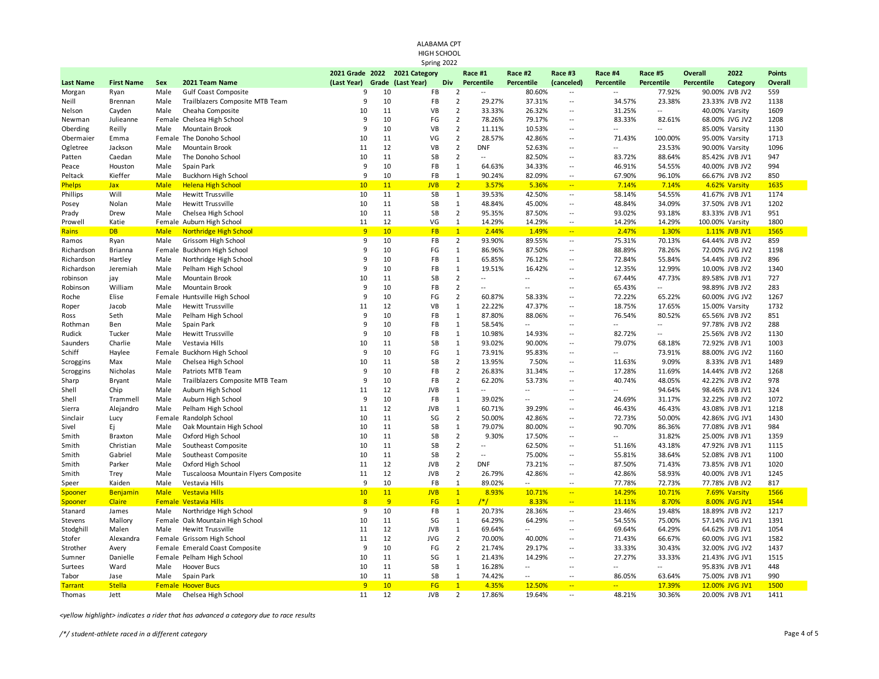ALABAMA CPT
HIGH SCHOOL
Spring 2022

| Last Name | First Name | Sex | 2021 Team Name | 2021 Grade (Last Year) | 2022 Grade | 2021 Category (Last Year) | Div | Race #1 Percentile | Race #2 Percentile | Race #3 (canceled) | Race #4 Percentile | Race #5 Percentile | Overall Percentile | 2022 Category | Points Overall |
|---|---|---|---|---|---|---|---|---|---|---|---|---|---|---|---|
| Morgan | Ryan | Male | Gulf Coast Composite | 9 | 10 | FB | 2 | -- | 80.60% | -- | -- | 77.92% | 90.00% | JVB JV2 | 559 |
| Neill | Brennan | Male | Trailblazers Composite MTB Team | 9 | 10 | FB | 2 | 29.27% | 37.31% | -- | 34.57% | 23.38% | 23.33% | JVB JV2 | 1138 |
| Nelson | Cayden | Male | Cheaha Composite | 10 | 11 | VB | 2 | 33.33% | 26.32% | -- | 31.25% | -- | 40.00% | Varsity | 1609 |
| Newman | Julieanne | Female | Chelsea High School | 9 | 10 | FG | 2 | 78.26% | 79.17% | -- | 83.33% | 82.61% | 68.00% | JVG JV2 | 1208 |
| Oberding | Reilly | Male | Mountain Brook | 9 | 10 | VB | 2 | 11.11% | 10.53% | -- | -- | -- | 85.00% | Varsity | 1130 |
| Obermaier | Emma | Female | The Donoho School | 10 | 11 | VG | 2 | 28.57% | 42.86% | -- | 71.43% | 100.00% | 95.00% | Varsity | 1713 |
| Ogletree | Jackson | Male | Mountain Brook | 11 | 12 | VB | 2 | DNF | 52.63% | -- | -- | 23.53% | 90.00% | Varsity | 1096 |
| Patten | Caedan | Male | The Donoho School | 10 | 11 | SB | 2 | -- | 82.50% | -- | 83.72% | 88.64% | 85.42% | JVB JV1 | 947 |
| Peace | Houston | Male | Spain Park | 9 | 10 | FB | 1 | 64.63% | 34.33% | -- | 46.91% | 54.55% | 40.00% | JVB JV2 | 994 |
| Peltack | Kieffer | Male | Buckhorn High School | 9 | 10 | FB | 1 | 90.24% | 82.09% | -- | 67.90% | 96.10% | 66.67% | JVB JV2 | 850 |
| Phelps | Jax | Male | Helena High School | 10 | 11 | JVB | 2 | 3.57% | 5.36% | -- | 7.14% | 7.14% | 4.62% | Varsity | 1635 |
| Phillips | Will | Male | Hewitt Trussville | 10 | 11 | SB | 1 | 39.53% | 42.50% | -- | 58.14% | 54.55% | 41.67% | JVB JV1 | 1174 |
| Posey | Nolan | Male | Hewitt Trussville | 10 | 11 | SB | 1 | 48.84% | 45.00% | -- | 48.84% | 34.09% | 37.50% | JVB JV1 | 1202 |
| Prady | Drew | Male | Chelsea High School | 10 | 11 | SB | 2 | 95.35% | 87.50% | -- | 93.02% | 93.18% | 83.33% | JVB JV1 | 951 |
| Prowell | Katie | Female | Auburn High School | 11 | 12 | VG | 1 | 14.29% | 14.29% | -- | 14.29% | 14.29% | 100.00% | Varsity | 1800 |
| Rains | DB | Male | Northridge High School | 9 | 10 | FB | 1 | 2.44% | 1.49% | -- | 2.47% | 1.30% | 1.11% | JVB JV1 | 1565 |
| Ramos | Ryan | Male | Grissom High School | 9 | 10 | FB | 2 | 93.90% | 89.55% | -- | 75.31% | 70.13% | 64.44% | JVB JV2 | 859 |
| Richardson | Brianna | Female | Buckhorn High School | 9 | 10 | FG | 1 | 86.96% | 87.50% | -- | 88.89% | 78.26% | 72.00% | JVG JV2 | 1198 |
| Richardson | Hartley | Male | Northridge High School | 9 | 10 | FB | 1 | 65.85% | 76.12% | -- | 72.84% | 55.84% | 54.44% | JVB JV2 | 896 |
| Richardson | Jeremiah | Male | Pelham High School | 9 | 10 | FB | 1 | 19.51% | 16.42% | -- | 12.35% | 12.99% | 10.00% | JVB JV2 | 1340 |
| robinson | jay | Male | Mountain Brook | 10 | 11 | SB | 2 | -- | -- | -- | 67.44% | 47.73% | 89.58% | JVB JV1 | 727 |
| Robinson | William | Male | Mountain Brook | 9 | 10 | FB | 2 | -- | -- | -- | 65.43% | -- | 98.89% | JVB JV2 | 283 |
| Roche | Elise | Female | Huntsville High School | 9 | 10 | FG | 2 | 60.87% | 58.33% | -- | 72.22% | 65.22% | 60.00% | JVG JV2 | 1267 |
| Roper | Jacob | Male | Hewitt Trussville | 11 | 12 | VB | 1 | 22.22% | 47.37% | -- | 18.75% | 17.65% | 15.00% | Varsity | 1732 |
| Ross | Seth | Male | Pelham High School | 9 | 10 | FB | 1 | 87.80% | 88.06% | -- | 76.54% | 80.52% | 65.56% | JVB JV2 | 851 |
| Rothman | Ben | Male | Spain Park | 9 | 10 | FB | 1 | 58.54% | -- | -- | -- | -- | 97.78% | JVB JV2 | 288 |
| Rudick | Tucker | Male | Hewitt Trussville | 9 | 10 | FB | 1 | 10.98% | 14.93% | -- | 82.72% | -- | 25.56% | JVB JV2 | 1130 |
| Saunders | Charlie | Male | Vestavia Hills | 10 | 11 | SB | 1 | 93.02% | 90.00% | -- | 79.07% | 68.18% | 72.92% | JVB JV1 | 1003 |
| Schiff | Haylee | Female | Buckhorn High School | 9 | 10 | FG | 1 | 73.91% | 95.83% | -- | -- | 73.91% | 88.00% | JVG JV2 | 1160 |
| Scroggins | Max | Male | Chelsea High School | 10 | 11 | SB | 2 | 13.95% | 7.50% | -- | 11.63% | 9.09% | 8.33% | JVB JV1 | 1489 |
| Scroggins | Nicholas | Male | Patriots MTB Team | 9 | 10 | FB | 2 | 26.83% | 31.34% | -- | 17.28% | 11.69% | 14.44% | JVB JV2 | 1268 |
| Sharp | Bryant | Male | Trailblazers Composite MTB Team | 9 | 10 | FB | 2 | 62.20% | 53.73% | -- | 40.74% | 48.05% | 42.22% | JVB JV2 | 978 |
| Shell | Chip | Male | Auburn High School | 11 | 12 | JVB | 1 | -- | -- | -- | -- | 94.64% | 98.46% | JVB JV1 | 324 |
| Shell | Trammell | Male | Auburn High School | 9 | 10 | FB | 1 | 39.02% | -- | -- | 24.69% | 31.17% | 32.22% | JVB JV2 | 1072 |
| Sierra | Alejandro | Male | Pelham High School | 11 | 12 | JVB | 1 | 60.71% | 39.29% | -- | 46.43% | 46.43% | 43.08% | JVB JV1 | 1218 |
| Sinclair | Lucy | Female | Randolph School | 10 | 11 | SG | 2 | 50.00% | 42.86% | -- | 72.73% | 50.00% | 42.86% | JVG JV1 | 1430 |
| Sivel | Ej | Male | Oak Mountain High School | 10 | 11 | SB | 1 | 79.07% | 80.00% | -- | 90.70% | 86.36% | 77.08% | JVB JV1 | 984 |
| Smith | Braxton | Male | Oxford High School | 10 | 11 | SB | 2 | 9.30% | 17.50% | -- | -- | 31.82% | 25.00% | JVB JV1 | 1359 |
| Smith | Christian | Male | Southeast Composite | 10 | 11 | SB | 2 | -- | 62.50% | -- | 51.16% | 43.18% | 47.92% | JVB JV1 | 1115 |
| Smith | Gabriel | Male | Southeast Composite | 10 | 11 | SB | 2 | -- | 75.00% | -- | 55.81% | 38.64% | 52.08% | JVB JV1 | 1100 |
| Smith | Parker | Male | Oxford High School | 11 | 12 | JVB | 2 | DNF | 73.21% | -- | 87.50% | 71.43% | 73.85% | JVB JV1 | 1020 |
| Smith | Trey | Male | Tuscaloosa Mountain Flyers Composite | 11 | 12 | JVB | 2 | 26.79% | 42.86% | -- | 42.86% | 58.93% | 40.00% | JVB JV1 | 1245 |
| Speer | Kaiden | Male | Vestavia Hills | 9 | 10 | FB | 1 | 89.02% | -- | -- | 77.78% | 72.73% | 77.78% | JVB JV2 | 817 |
| Spooner | Benjamin | Male | Vestavia Hills | 10 | 11 | JVB | 1 | 8.93% | 10.71% | -- | 14.29% | 10.71% | 7.69% | Varsity | 1566 |
| Spooner | Claire | Female | Vestavia Hills | 8 | 9 | FG | 1 | /*/ | 8.33% | -- | 11.11% | 8.70% | 8.00% | JVG JV1 | 1544 |
| Stanard | James | Male | Northridge High School | 9 | 10 | FB | 1 | 20.73% | 28.36% | -- | 23.46% | 19.48% | 18.89% | JVB JV2 | 1217 |
| Stevens | Mallory | Female | Oak Mountain High School | 10 | 11 | SG | 1 | 64.29% | 64.29% | -- | 54.55% | 75.00% | 57.14% | JVG JV1 | 1391 |
| Stodghill | Malen | Male | Hewitt Trussville | 11 | 12 | JVB | 1 | 69.64% | -- | -- | 69.64% | 64.29% | 64.62% | JVB JV1 | 1054 |
| Stofer | Alexandra | Female | Grissom High School | 11 | 12 | JVG | 2 | 70.00% | 40.00% | -- | 71.43% | 66.67% | 60.00% | JVG JV1 | 1582 |
| Strother | Avery | Female | Emerald Coast Composite | 9 | 10 | FG | 2 | 21.74% | 29.17% | -- | 33.33% | 30.43% | 32.00% | JVG JV2 | 1437 |
| Sumner | Danielle | Female | Pelham High School | 10 | 11 | SG | 1 | 21.43% | 14.29% | -- | 27.27% | 33.33% | 21.43% | JVG JV1 | 1515 |
| Surtees | Ward | Male | Hoover Bucs | 10 | 11 | SB | 1 | 16.28% | -- | -- | -- | -- | 95.83% | JVB JV1 | 448 |
| Tabor | Jase | Male | Spain Park | 10 | 11 | SB | 1 | 74.42% | -- | -- | 86.05% | 63.64% | 75.00% | JVB JV1 | 990 |
| Tarrant | Stella | Female | Hoover Bucs | 9 | 10 | FG | 1 | 4.35% | 12.50% | -- | -- | 17.39% | 12.00% | JVG JV1 | 1500 |
| Thomas | Jett | Male | Chelsea High School | 11 | 12 | JVB | 2 | 17.86% | 19.64% | -- | 48.21% | 30.36% | 20.00% | JVB JV1 | 1411 |

*<yellow highlight> indicates a rider that has advanced a category due to race results*

*/\*/ student-athlete raced in a different category*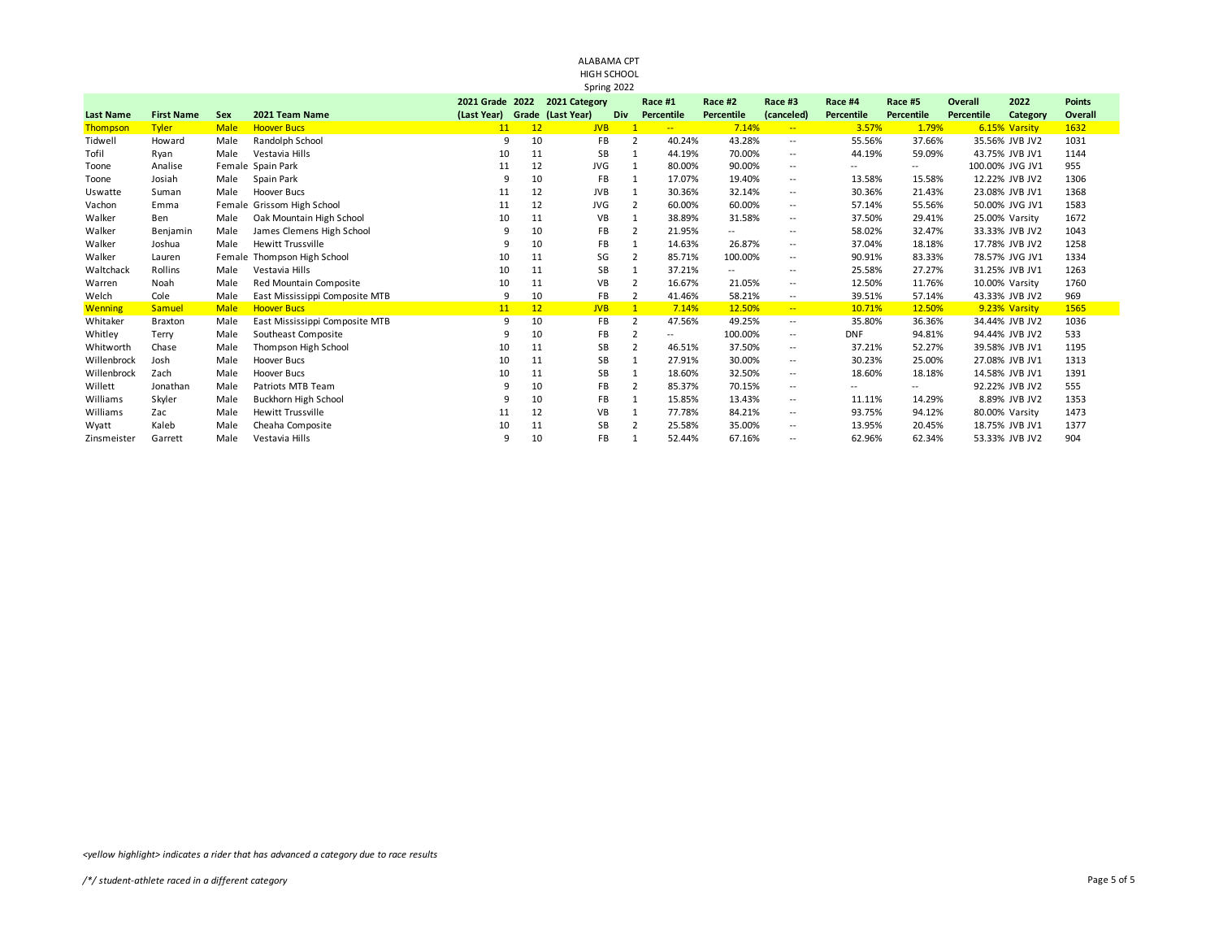ALABAMA CPT
HIGH SCHOOL
Spring 2022

| Last Name | First Name | Sex | 2021 Team Name | 2021 Grade (Last Year) | 2022 Grade | 2021 Category (Last Year) | Div | Race #1 Percentile | Race #2 Percentile | Race #3 (canceled) | Race #4 Percentile | Race #5 Percentile | Overall Percentile | 2022 Category | Points Overall |
|---|---|---|---|---|---|---|---|---|---|---|---|---|---|---|---|
| Thompson | Tyler | Male | Hoover Bucs | 11 | 12 | JVB | 1 | -- | 7.14% | -- | 3.57% | 1.79% | 6.15% | Varsity | 1632 |
| Tidwell | Howard | Male | Randolph School | 9 | 10 | FB | 2 | 40.24% | 43.28% | -- | 55.56% | 37.66% | 35.56% | JVB JV2 | 1031 |
| Tofil | Ryan | Male | Vestavia Hills | 10 | 11 | SB | 1 | 44.19% | 70.00% | -- | 44.19% | 59.09% | 43.75% | JVB JV1 | 1144 |
| Toone | Analise | Female | Spain Park | 11 | 12 | JVG | 1 | 80.00% | 90.00% | -- | -- | -- | 100.00% | JVG JV1 | 955 |
| Toone | Josiah | Male | Spain Park | 9 | 10 | FB | 1 | 17.07% | 19.40% | -- | 13.58% | 15.58% | 12.22% | JVB JV2 | 1306 |
| Uswatte | Suman | Male | Hoover Bucs | 11 | 12 | JVB | 1 | 30.36% | 32.14% | -- | 30.36% | 21.43% | 23.08% | JVB JV1 | 1368 |
| Vachon | Emma | Female | Grissom High School | 11 | 12 | JVG | 2 | 60.00% | 60.00% | -- | 57.14% | 55.56% | 50.00% | JVG JV1 | 1583 |
| Walker | Ben | Male | Oak Mountain High School | 10 | 11 | VB | 1 | 38.89% | 31.58% | -- | 37.50% | 29.41% | 25.00% | Varsity | 1672 |
| Walker | Benjamin | Male | James Clemens High School | 9 | 10 | FB | 2 | 21.95% | -- | -- | 58.02% | 32.47% | 33.33% | JVB JV2 | 1043 |
| Walker | Joshua | Male | Hewitt Trussville | 9 | 10 | FB | 1 | 14.63% | 26.87% | -- | 37.04% | 18.18% | 17.78% | JVB JV2 | 1258 |
| Walker | Lauren | Female | Thompson High School | 10 | 11 | SG | 2 | 85.71% | 100.00% | -- | 90.91% | 83.33% | 78.57% | JVG JV1 | 1334 |
| Waltchack | Rollins | Male | Vestavia Hills | 10 | 11 | SB | 1 | 37.21% | -- | -- | 25.58% | 27.27% | 31.25% | JVB JV1 | 1263 |
| Warren | Noah | Male | Red Mountain Composite | 10 | 11 | VB | 2 | 16.67% | 21.05% | -- | 12.50% | 11.76% | 10.00% | Varsity | 1760 |
| Welch | Cole | Male | East Mississippi Composite MTB | 9 | 10 | FB | 2 | 41.46% | 58.21% | -- | 39.51% | 57.14% | 43.33% | JVB JV2 | 969 |
| Wenning | Samuel | Male | Hoover Bucs | 11 | 12 | JVB | 1 | 7.14% | 12.50% | -- | 10.71% | 12.50% | 9.23% | Varsity | 1565 |
| Whitaker | Braxton | Male | East Mississippi Composite MTB | 9 | 10 | FB | 2 | 47.56% | 49.25% | -- | 35.80% | 36.36% | 34.44% | JVB JV2 | 1036 |
| Whitley | Terry | Male | Southeast Composite | 9 | 10 | FB | 2 | -- | 100.00% | -- | DNF | 94.81% | 94.44% | JVB JV2 | 533 |
| Whitworth | Chase | Male | Thompson High School | 10 | 11 | SB | 2 | 46.51% | 37.50% | -- | 37.21% | 52.27% | 39.58% | JVB JV1 | 1195 |
| Willenbrock | Josh | Male | Hoover Bucs | 10 | 11 | SB | 1 | 27.91% | 30.00% | -- | 30.23% | 25.00% | 27.08% | JVB JV1 | 1313 |
| Willenbrock | Zach | Male | Hoover Bucs | 10 | 11 | SB | 1 | 18.60% | 32.50% | -- | 18.60% | 18.18% | 14.58% | JVB JV1 | 1391 |
| Willett | Jonathan | Male | Patriots MTB Team | 9 | 10 | FB | 2 | 85.37% | 70.15% | -- | -- | -- | 92.22% | JVB JV2 | 555 |
| Williams | Skyler | Male | Buckhorn High School | 9 | 10 | FB | 1 | 15.85% | 13.43% | -- | 11.11% | 14.29% | 8.89% | JVB JV2 | 1353 |
| Williams | Zac | Male | Hewitt Trussville | 11 | 12 | VB | 1 | 77.78% | 84.21% | -- | 93.75% | 94.12% | 80.00% | Varsity | 1473 |
| Wyatt | Kaleb | Male | Cheaha Composite | 10 | 11 | SB | 2 | 25.58% | 35.00% | -- | 13.95% | 20.45% | 18.75% | JVB JV1 | 1377 |
| Zinsmeister | Garrett | Male | Vestavia Hills | 9 | 10 | FB | 1 | 52.44% | 67.16% | -- | 62.96% | 62.34% | 53.33% | JVB JV2 | 904 |

*<yellow highlight> indicates a rider that has advanced a category due to race results*

*/\*/ student-athlete raced in a different category*